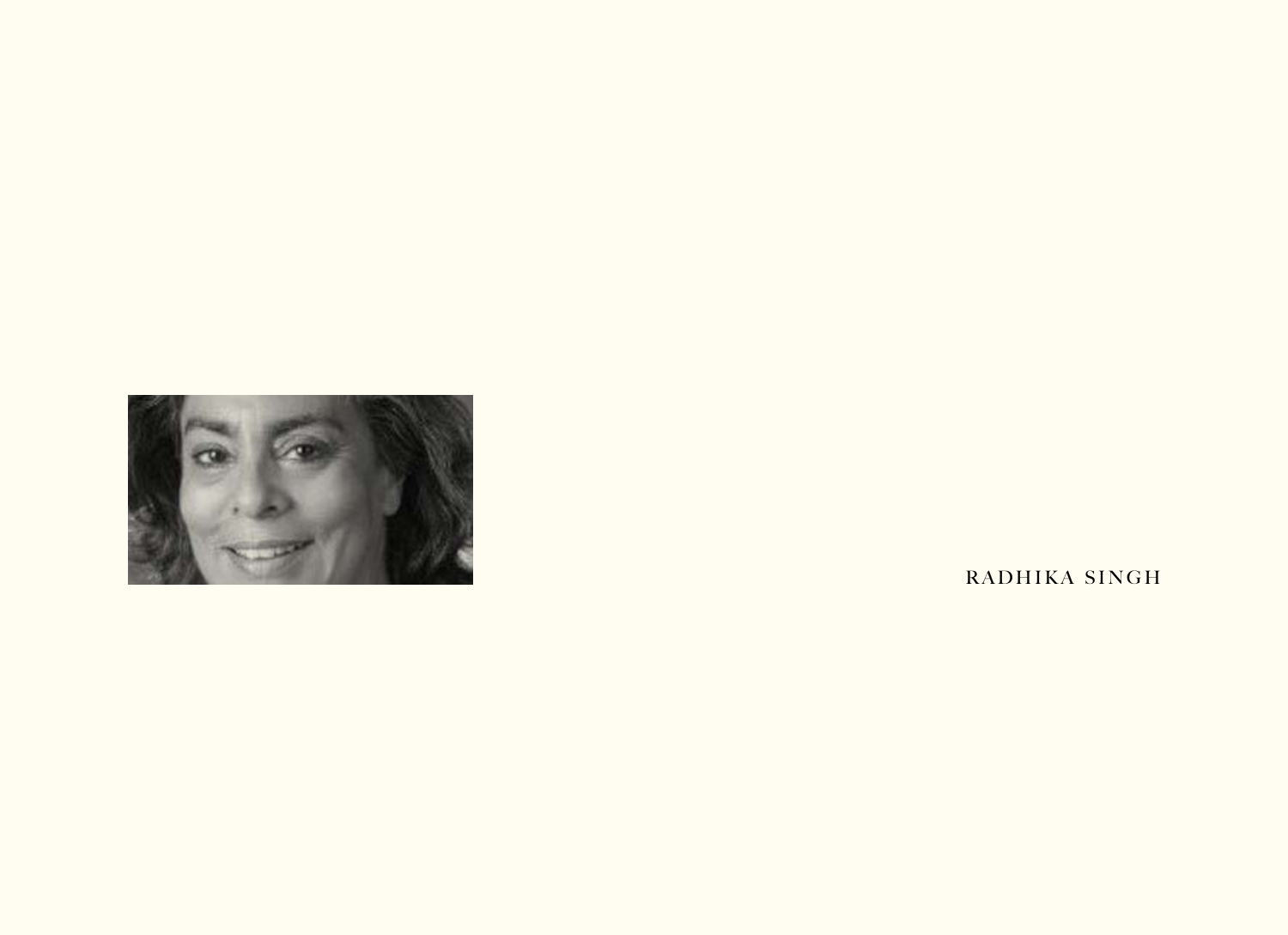RADHIKA SINGH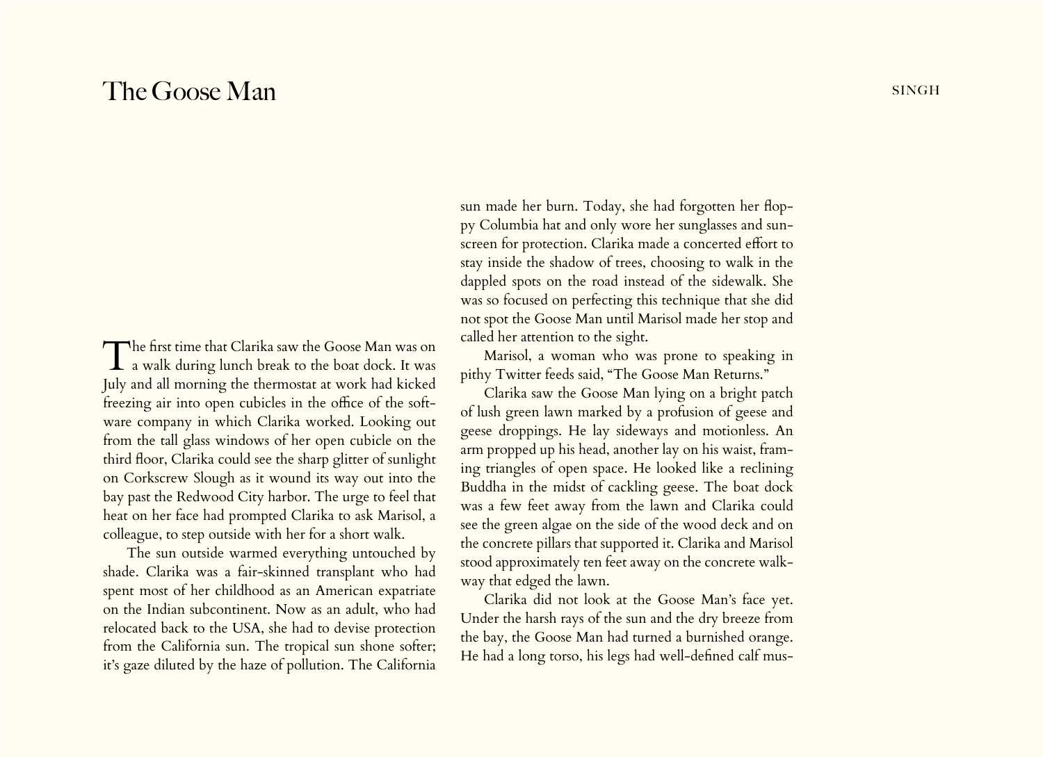# The Goose Man

The first time that Clarika saw the Goose Man was on a walk during lunch break to the boat dock. It was July and all morning the thermostat at work had kicked freezing air into open cubicles in the office of the software company in which Clarika worked. Looking out from the tall glass windows of her open cubicle on the third floor, Clarika could see the sharp glitter of sunlight on Corkscrew Slough as it wound its way out into the bay past the Redwood City harbor. The urge to feel that heat on her face had prompted Clarika to ask Marisol, a colleague, to step outside with her for a short walk.

The sun outside warmed everything untouched by shade. Clarika was a fair-skinned transplant who had spent most of her childhood as an American expatriate on the Indian subcontinent. Now as an adult, who had relocated back to the USA, she had to devise protection from the California sun. The tropical sun shone softer; it's gaze diluted by the haze of pollution. The California sun made her burn. Today, she had forgotten her floppy Columbia hat and only wore her sunglasses and sunscreen for protection. Clarika made a concerted effort to stay inside the shadow of trees, choosing to walk in the dappled spots on the road instead of the sidewalk. She was so focused on perfecting this technique that she did not spot the Goose Man until Marisol made her stop and called her attention to the sight.

Marisol, a woman who was prone to speaking in pithy Twitter feeds said, "The Goose Man Returns."

Clarika saw the Goose Man lying on a bright patch of lush green lawn marked by a profusion of geese and geese droppings. He lay sideways and motionless. An arm propped up his head, another lay on his waist, framing triangles of open space. He looked like a reclining Buddha in the midst of cackling geese. The boat dock was a few feet away from the lawn and Clarika could see the green algae on the side of the wood deck and on the concrete pillars that supported it. Clarika and Marisol stood approximately ten feet away on the concrete walkway that edged the lawn.

Clarika did not look at the Goose Man's face yet. Under the harsh rays of the sun and the dry breeze from the bay, the Goose Man had turned a burnished orange. He had a long torso, his legs had well-defined calf mus-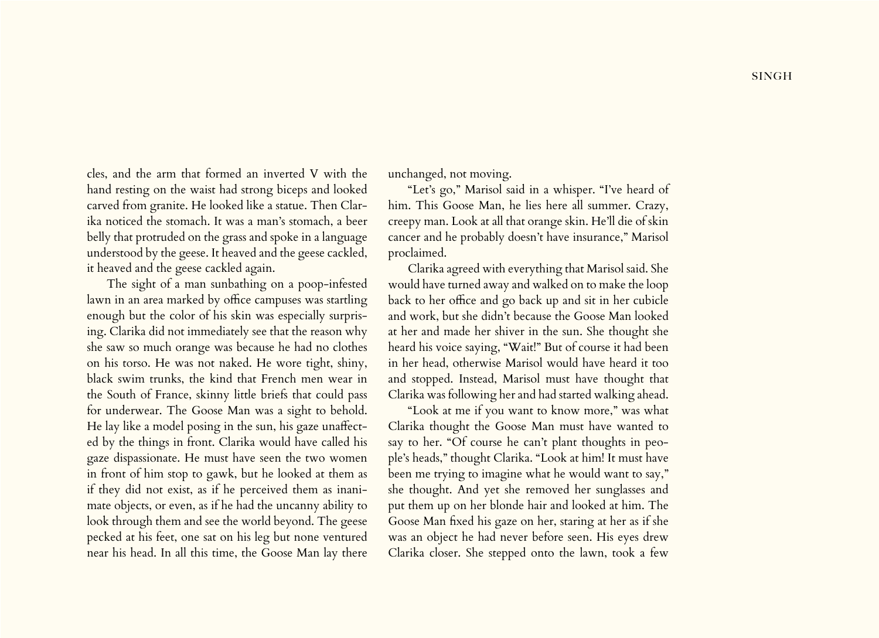cles, and the arm that formed an inverted V with the hand resting on the waist had strong biceps and looked carved from granite. He looked like a statue. Then Clarika noticed the stomach. It was a man's stomach, a beer belly that protruded on the grass and spoke in a language understood by the geese. It heaved and the geese cackled, it heaved and the geese cackled again.

The sight of a man sunbathing on a poop-infested lawn in an area marked by office campuses was startling enough but the color of his skin was especially surprising. Clarika did not immediately see that the reason why she saw so much orange was because he had no clothes on his torso. He was not naked. He wore tight, shiny, black swim trunks, the kind that French men wear in the South of France, skinny little briefs that could pass for underwear. The Goose Man was a sight to behold. He lay like a model posing in the sun, his gaze unaffected by the things in front. Clarika would have called his gaze dispassionate. He must have seen the two women in front of him stop to gawk, but he looked at them as if they did not exist, as if he perceived them as inanimate objects, or even, as if he had the uncanny ability to look through them and see the world beyond. The geese pecked at his feet, one sat on his leg but none ventured near his head. In all this time, the Goose Man lay there unchanged, not moving.

"Let's go," Marisol said in a whisper. "I've heard of him. This Goose Man, he lies here all summer. Crazy, creepy man. Look at all that orange skin. He'll die of skin cancer and he probably doesn't have insurance," Marisol proclaimed.

Clarika agreed with everything that Marisol said. She would have turned away and walked on to make the loop back to her office and go back up and sit in her cubicle and work, but she didn't because the Goose Man looked at her and made her shiver in the sun. She thought she heard his voice saying, "Wait!" But of course it had been in her head, otherwise Marisol would have heard it too and stopped. Instead, Marisol must have thought that Clarika was following her and had started walking ahead.

"Look at me if you want to know more," was what Clarika thought the Goose Man must have wanted to say to her. "Of course he can't plant thoughts in people's heads," thought Clarika. "Look at him! It must have been me trying to imagine what he would want to say," she thought. And yet she removed her sunglasses and put them up on her blonde hair and looked at him. The Goose Man fixed his gaze on her, staring at her as if she was an object he had never before seen. His eyes drew Clarika closer. She stepped onto the lawn, took a few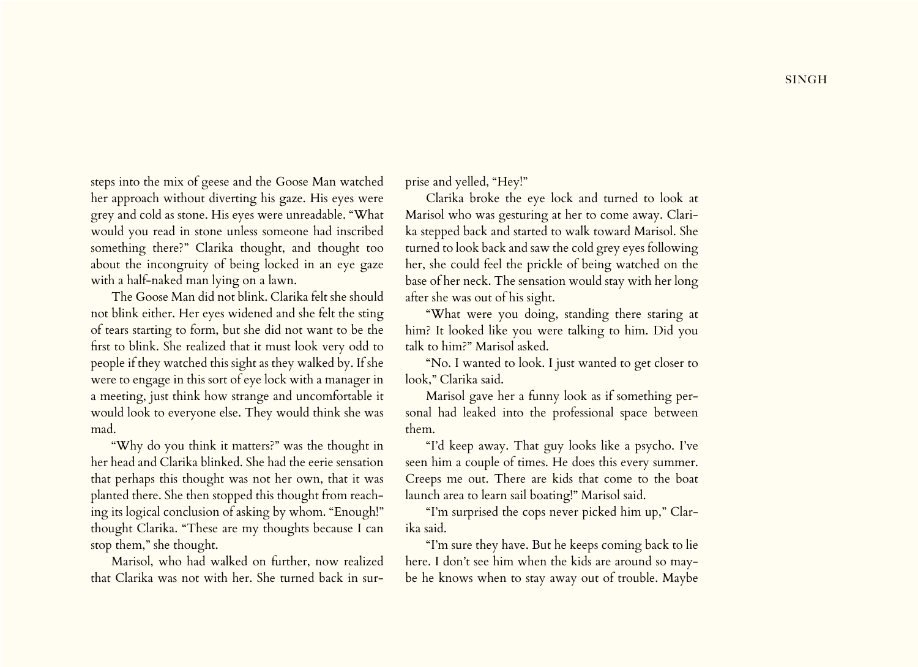steps into the mix of geese and the Goose Man watched her approach without diverting his gaze. His eyes were grey and cold as stone. His eyes were unreadable. "What would you read in stone unless someone had inscribed something there?" Clarika thought, and thought too about the incongruity of being locked in an eye gaze with a half-naked man lying on a lawn.

The Goose Man did not blink. Clarika felt she should not blink either. Her eyes widened and she felt the sting of tears starting to form, but she did not want to be the first to blink. She realized that it must look very odd to people if they watched this sight as they walked by. If she were to engage in this sort of eye lock with a manager in a meeting, just think how strange and uncomfortable it would look to everyone else. They would think she was mad.

"Why do you think it matters?" was the thought in her head and Clarika blinked. She had the eerie sensation that perhaps this thought was not her own, that it was planted there. She then stopped this thought from reaching its logical conclusion of asking by whom. "Enough!" thought Clarika. "These are my thoughts because I can stop them," she thought.

Marisol, who had walked on further, now realized that Clarika was not with her. She turned back in surprise and yelled, "Hey!"

Clarika broke the eye lock and turned to look at Marisol who was gesturing at her to come away. Clarika stepped back and started to walk toward Marisol. She turned to look back and saw the cold grey eyes following her, she could feel the prickle of being watched on the base of her neck. The sensation would stay with her long after she was out of his sight.

"What were you doing, standing there staring at him? It looked like you were talking to him. Did you talk to him?" Marisol asked.

"No. I wanted to look. I just wanted to get closer to look," Clarika said.

Marisol gave her a funny look as if something personal had leaked into the professional space between them.

"I'd keep away. That guy looks like a psycho. I've seen him a couple of times. He does this every summer. Creeps me out. There are kids that come to the boat launch area to learn sail boating!" Marisol said.

"I'm surprised the cops never picked him up," Clarika said.

"I'm sure they have. But he keeps coming back to lie here. I don't see him when the kids are around so maybe he knows when to stay away out of trouble. Maybe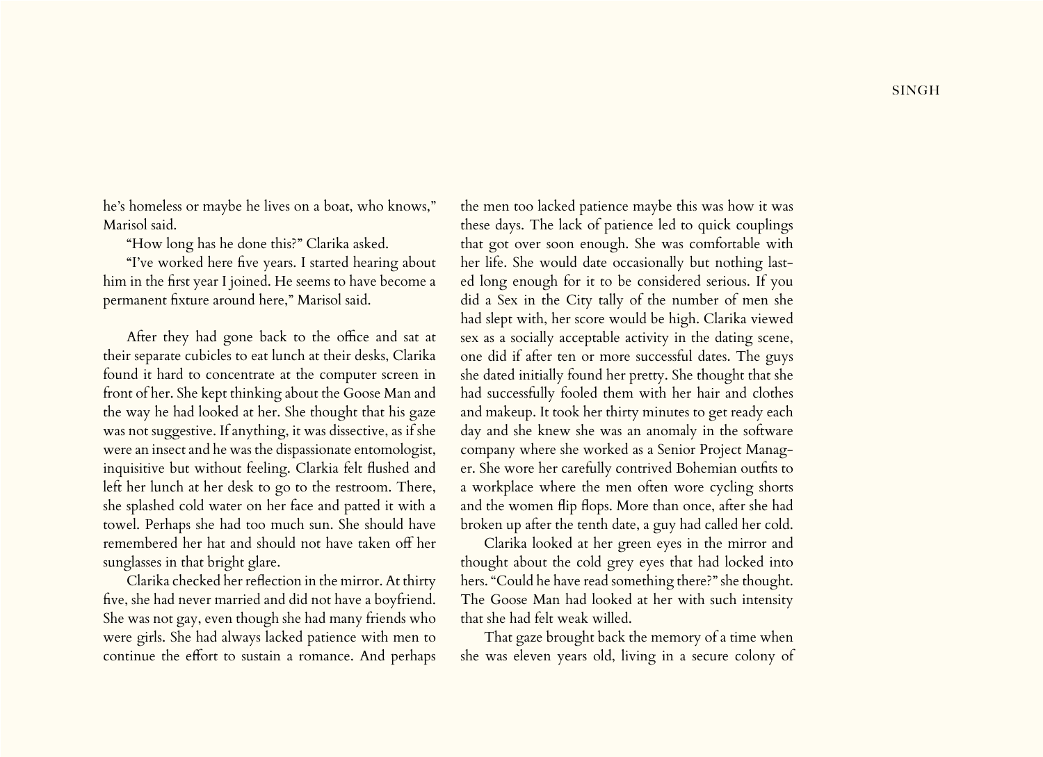he's homeless or maybe he lives on a boat, who knows," Marisol said.

"How long has he done this?" Clarika asked.

"I've worked here five years. I started hearing about him in the first year I joined. He seems to have become a permanent fixture around here," Marisol said.

After they had gone back to the office and sat at their separate cubicles to eat lunch at their desks, Clarika found it hard to concentrate at the computer screen in front of her. She kept thinking about the Goose Man and the way he had looked at her. She thought that his gaze was not suggestive. If anything, it was dissective, as if she were an insect and he was the dispassionate entomologist, inquisitive but without feeling. Clarkia felt flushed and left her lunch at her desk to go to the restroom. There, she splashed cold water on her face and patted it with a towel. Perhaps she had too much sun. She should have remembered her hat and should not have taken off her sunglasses in that bright glare.

Clarika checked her reflection in the mirror. At thirty five, she had never married and did not have a boyfriend. She was not gay, even though she had many friends who were girls. She had always lacked patience with men to continue the effort to sustain a romance. And perhaps the men too lacked patience maybe this was how it was these days. The lack of patience led to quick couplings that got over soon enough. She was comfortable with her life. She would date occasionally but nothing lasted long enough for it to be considered serious. If you did a Sex in the City tally of the number of men she had slept with, her score would be high. Clarika viewed sex as a socially acceptable activity in the dating scene, one did if after ten or more successful dates. The guys she dated initially found her pretty. She thought that she had successfully fooled them with her hair and clothes and makeup. It took her thirty minutes to get ready each day and she knew she was an anomaly in the software company where she worked as a Senior Project Manager. She wore her carefully contrived Bohemian outfits to a workplace where the men often wore cycling shorts and the women flip flops. More than once, after she had broken up after the tenth date, a guy had called her cold.

Clarika looked at her green eyes in the mirror and thought about the cold grey eyes that had locked into hers. "Could he have read something there?" she thought. The Goose Man had looked at her with such intensity that she had felt weak willed.

That gaze brought back the memory of a time when she was eleven years old, living in a secure colony of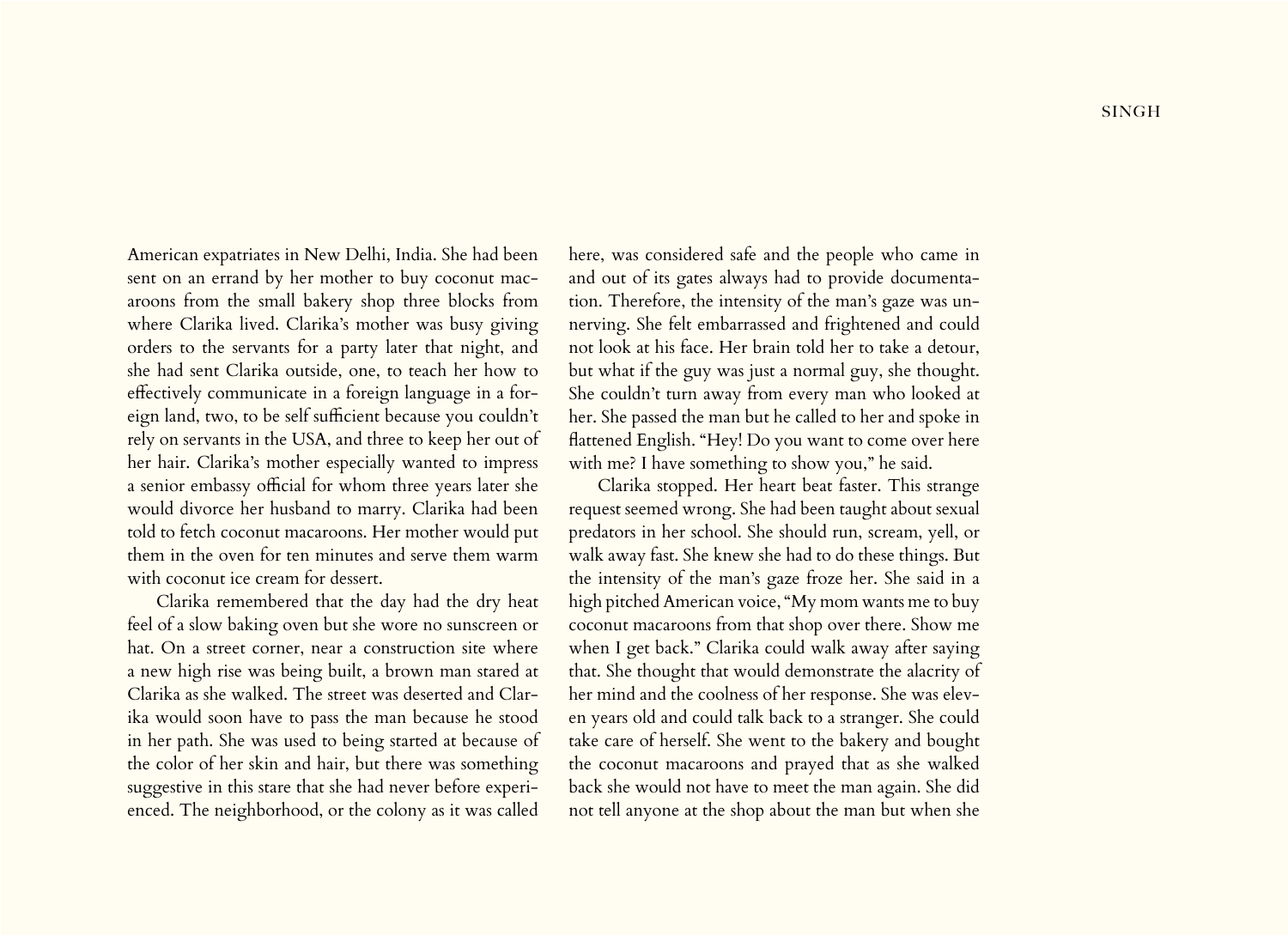American expatriates in New Delhi, India. She had been sent on an errand by her mother to buy coconut macaroons from the small bakery shop three blocks from where Clarika lived. Clarika's mother was busy giving orders to the servants for a party later that night, and she had sent Clarika outside, one, to teach her how to effectively communicate in a foreign language in a foreign land, two, to be self sufficient because you couldn't rely on servants in the USA, and three to keep her out of her hair. Clarika's mother especially wanted to impress a senior embassy official for whom three years later she would divorce her husband to marry. Clarika had been told to fetch coconut macaroons. Her mother would put them in the oven for ten minutes and serve them warm with coconut ice cream for dessert.

Clarika remembered that the day had the dry heat feel of a slow baking oven but she wore no sunscreen or hat. On a street corner, near a construction site where a new high rise was being built, a brown man stared at Clarika as she walked. The street was deserted and Clarika would soon have to pass the man because he stood in her path. She was used to being started at because of the color of her skin and hair, but there was something suggestive in this stare that she had never before experienced. The neighborhood, or the colony as it was called here, was considered safe and the people who came in and out of its gates always had to provide documentation. Therefore, the intensity of the man's gaze was unnerving. She felt embarrassed and frightened and could not look at his face. Her brain told her to take a detour, but what if the guy was just a normal guy, she thought. She couldn't turn away from every man who looked at her. She passed the man but he called to her and spoke in flattened English. "Hey! Do you want to come over here with me? I have something to show you," he said.

Clarika stopped. Her heart beat faster. This strange request seemed wrong. She had been taught about sexual predators in her school. She should run, scream, yell, or walk away fast. She knew she had to do these things. But the intensity of the man's gaze froze her. She said in a high pitched American voice, "My mom wants me to buy coconut macaroons from that shop over there. Show me when I get back." Clarika could walk away after saying that. She thought that would demonstrate the alacrity of her mind and the coolness of her response. She was eleven years old and could talk back to a stranger. She could take care of herself. She went to the bakery and bought the coconut macaroons and prayed that as she walked back she would not have to meet the man again. She did not tell anyone at the shop about the man but when she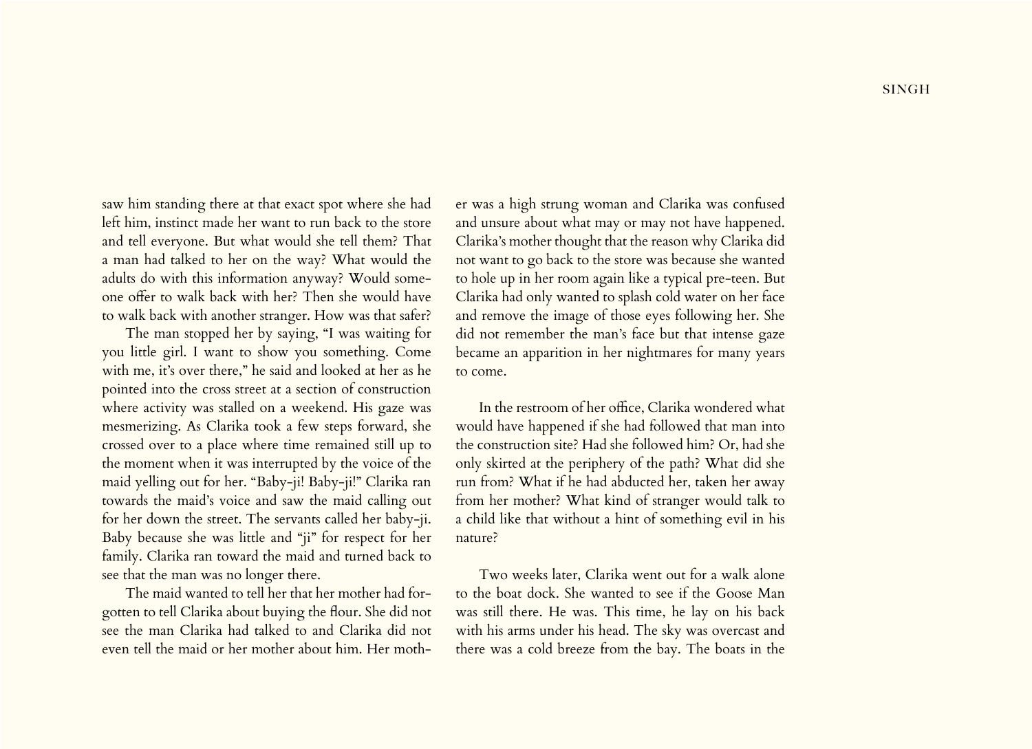saw him standing there at that exact spot where she had left him, instinct made her want to run back to the store and tell everyone. But what would she tell them? That a man had talked to her on the way? What would the adults do with this information anyway? Would someone offer to walk back with her? Then she would have to walk back with another stranger. How was that safer?

The man stopped her by saying, "I was waiting for you little girl. I want to show you something. Come with me, it's over there," he said and looked at her as he pointed into the cross street at a section of construction where activity was stalled on a weekend. His gaze was mesmerizing. As Clarika took a few steps forward, she crossed over to a place where time remained still up to the moment when it was interrupted by the voice of the maid yelling out for her. "Baby-ji! Baby-ji!" Clarika ran towards the maid's voice and saw the maid calling out for her down the street. The servants called her baby-ji. Baby because she was little and "ji" for respect for her family. Clarika ran toward the maid and turned back to see that the man was no longer there.

The maid wanted to tell her that her mother had forgotten to tell Clarika about buying the flour. She did not see the man Clarika had talked to and Clarika did not even tell the maid or her mother about him. Her mother was a high strung woman and Clarika was confused and unsure about what may or may not have happened. Clarika's mother thought that the reason why Clarika did not want to go back to the store was because she wanted to hole up in her room again like a typical pre-teen. But Clarika had only wanted to splash cold water on her face and remove the image of those eyes following her. She did not remember the man's face but that intense gaze became an apparition in her nightmares for many years to come.

In the restroom of her office, Clarika wondered what would have happened if she had followed that man into the construction site? Had she followed him? Or, had she only skirted at the periphery of the path? What did she run from? What if he had abducted her, taken her away from her mother? What kind of stranger would talk to a child like that without a hint of something evil in his nature?

Two weeks later, Clarika went out for a walk alone to the boat dock. She wanted to see if the Goose Man was still there. He was. This time, he lay on his back with his arms under his head. The sky was overcast and there was a cold breeze from the bay. The boats in the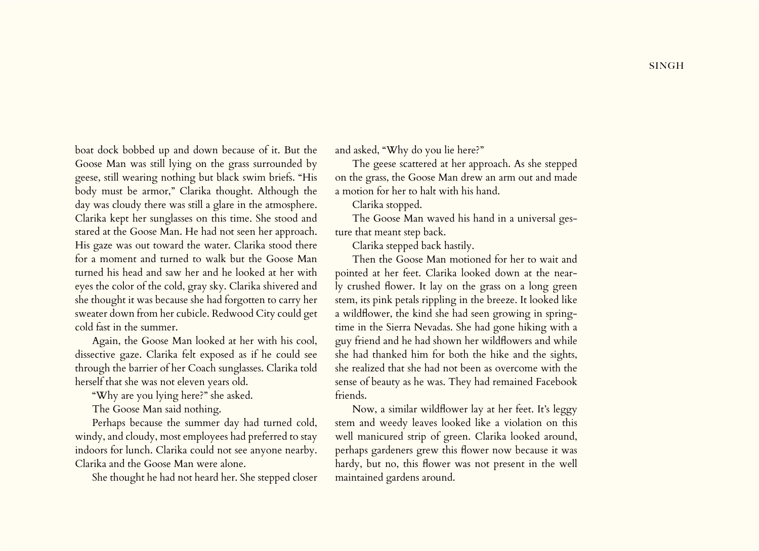boat dock bobbed up and down because of it. But the Goose Man was still lying on the grass surrounded by geese, still wearing nothing but black swim briefs. "His body must be armor," Clarika thought. Although the day was cloudy there was still a glare in the atmosphere. Clarika kept her sunglasses on this time. She stood and stared at the Goose Man. He had not seen her approach. His gaze was out toward the water. Clarika stood there for a moment and turned to walk but the Goose Man turned his head and saw her and he looked at her with eyes the color of the cold, gray sky. Clarika shivered and she thought it was because she had forgotten to carry her sweater down from her cubicle. Redwood City could get cold fast in the summer.

Again, the Goose Man looked at her with his cool, dissective gaze. Clarika felt exposed as if he could see through the barrier of her Coach sunglasses. Clarika told herself that she was not eleven years old.

"Why are you lying here?" she asked.

The Goose Man said nothing.

Perhaps because the summer day had turned cold, windy, and cloudy, most employees had preferred to stay indoors for lunch. Clarika could not see anyone nearby. Clarika and the Goose Man were alone.

She thought he had not heard her. She stepped closer and asked, "Why do you lie here?"

The geese scattered at her approach. As she stepped on the grass, the Goose Man drew an arm out and made a motion for her to halt with his hand.

Clarika stopped.

The Goose Man waved his hand in a universal gesture that meant step back.

Clarika stepped back hastily.

Then the Goose Man motioned for her to wait and pointed at her feet. Clarika looked down at the nearly crushed flower. It lay on the grass on a long green stem, its pink petals rippling in the breeze. It looked like a wildflower, the kind she had seen growing in springtime in the Sierra Nevadas. She had gone hiking with a guy friend and he had shown her wildflowers and while she had thanked him for both the hike and the sights, she realized that she had not been as overcome with the sense of beauty as he was. They had remained Facebook friends.

Now, a similar wildflower lay at her feet. It's leggy stem and weedy leaves looked like a violation on this well manicured strip of green. Clarika looked around, perhaps gardeners grew this flower now because it was hardy, but no, this flower was not present in the well maintained gardens around.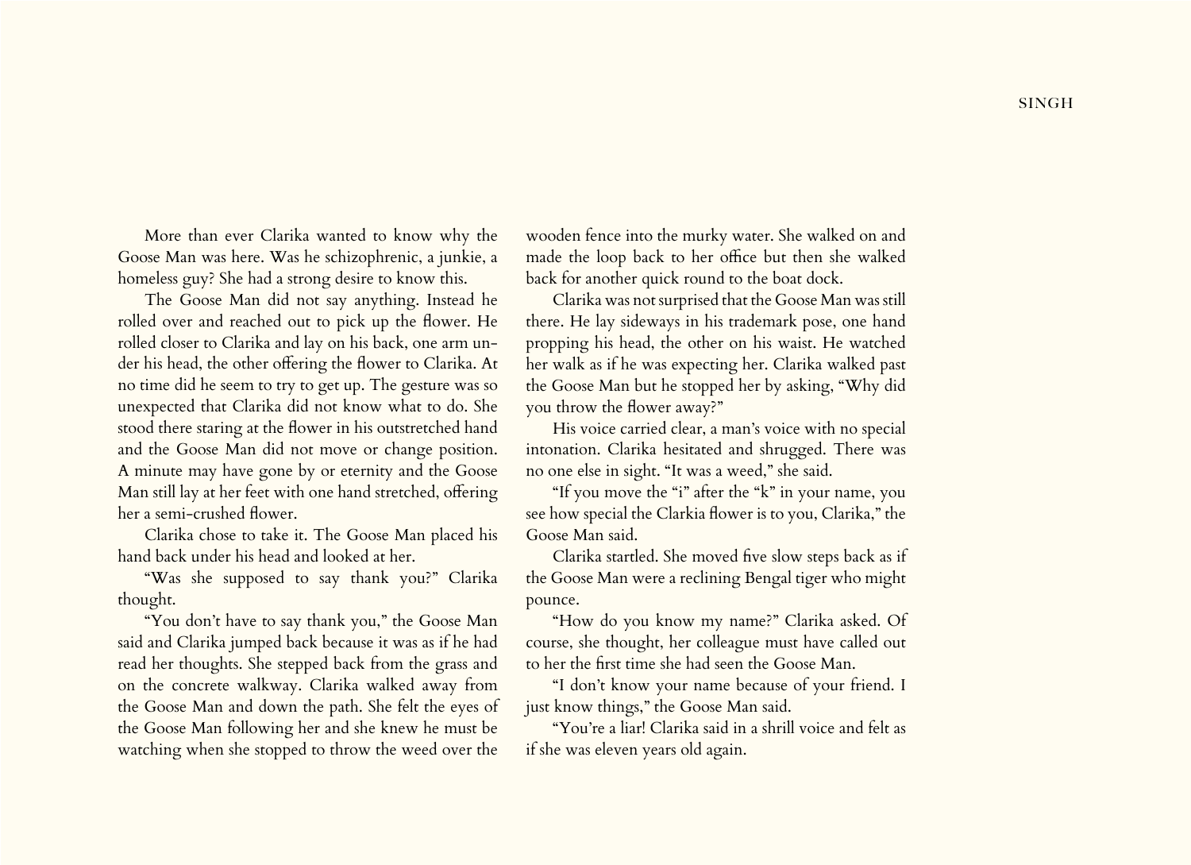More than ever Clarika wanted to know why the Goose Man was here. Was he schizophrenic, a junkie, a homeless guy? She had a strong desire to know this.

The Goose Man did not say anything. Instead he rolled over and reached out to pick up the flower. He rolled closer to Clarika and lay on his back, one arm under his head, the other offering the flower to Clarika. At no time did he seem to try to get up. The gesture was so unexpected that Clarika did not know what to do. She stood there staring at the flower in his outstretched hand and the Goose Man did not move or change position. A minute may have gone by or eternity and the Goose Man still lay at her feet with one hand stretched, offering her a semi-crushed flower.

Clarika chose to take it. The Goose Man placed his hand back under his head and looked at her.

"Was she supposed to say thank you?" Clarika thought.

"You don't have to say thank you," the Goose Man said and Clarika jumped back because it was as if he had read her thoughts. She stepped back from the grass and on the concrete walkway. Clarika walked away from the Goose Man and down the path. She felt the eyes of the Goose Man following her and she knew he must be watching when she stopped to throw the weed over the wooden fence into the murky water. She walked on and made the loop back to her office but then she walked back for another quick round to the boat dock.

Clarika was not surprised that the Goose Man was still there. He lay sideways in his trademark pose, one hand propping his head, the other on his waist. He watched her walk as if he was expecting her. Clarika walked past the Goose Man but he stopped her by asking, "Why did you throw the flower away?"

His voice carried clear, a man's voice with no special intonation. Clarika hesitated and shrugged. There was no one else in sight. "It was a weed," she said.

"If you move the "i" after the "k" in your name, you see how special the Clarkia flower is to you, Clarika," the Goose Man said.

Clarika startled. She moved five slow steps back as if the Goose Man were a reclining Bengal tiger who might pounce.

"How do you know my name?" Clarika asked. Of course, she thought, her colleague must have called out to her the first time she had seen the Goose Man.

"I don't know your name because of your friend. I just know things," the Goose Man said.

"You're a liar! Clarika said in a shrill voice and felt as if she was eleven years old again.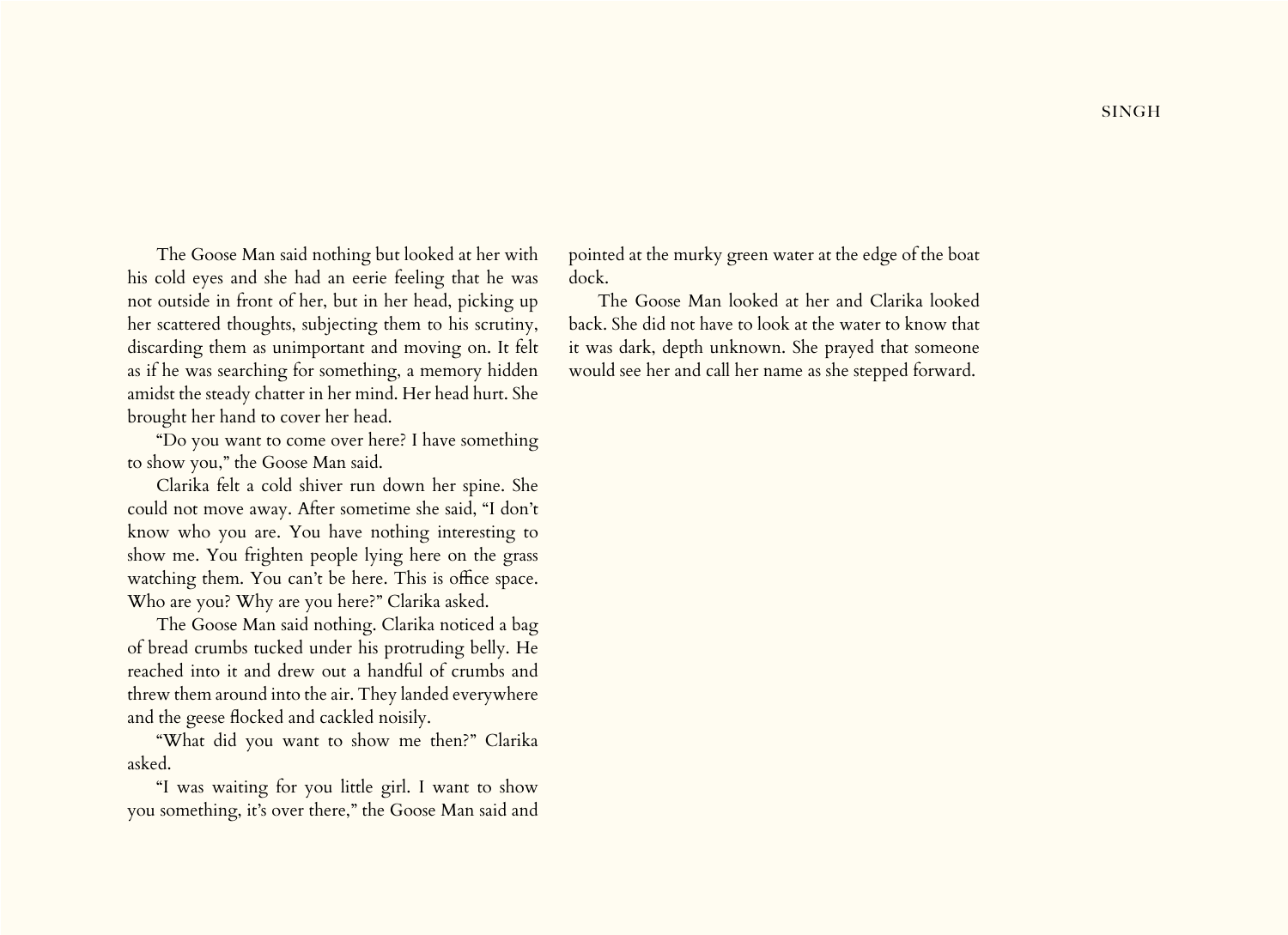The Goose Man said nothing but looked at her with his cold eyes and she had an eerie feeling that he was not outside in front of her, but in her head, picking up her scattered thoughts, subjecting them to his scrutiny, discarding them as unimportant and moving on. It felt as if he was searching for something, a memory hidden amidst the steady chatter in her mind. Her head hurt. She brought her hand to cover her head.

"Do you want to come over here? I have something to show you," the Goose Man said.

Clarika felt a cold shiver run down her spine. She could not move away. After sometime she said, "I don't know who you are. You have nothing interesting to show me. You frighten people lying here on the grass watching them. You can't be here. This is office space. Who are you? Why are you here?" Clarika asked.

The Goose Man said nothing. Clarika noticed a bag of bread crumbs tucked under his protruding belly. He reached into it and drew out a handful of crumbs and threw them around into the air. They landed everywhere and the geese flocked and cackled noisily.

"What did you want to show me then?" Clarika asked.

"I was waiting for you little girl. I want to show you something, it's over there," the Goose Man said and pointed at the murky green water at the edge of the boat dock.

The Goose Man looked at her and Clarika looked back. She did not have to look at the water to know that it was dark, depth unknown. She prayed that someone would see her and call her name as she stepped forward.